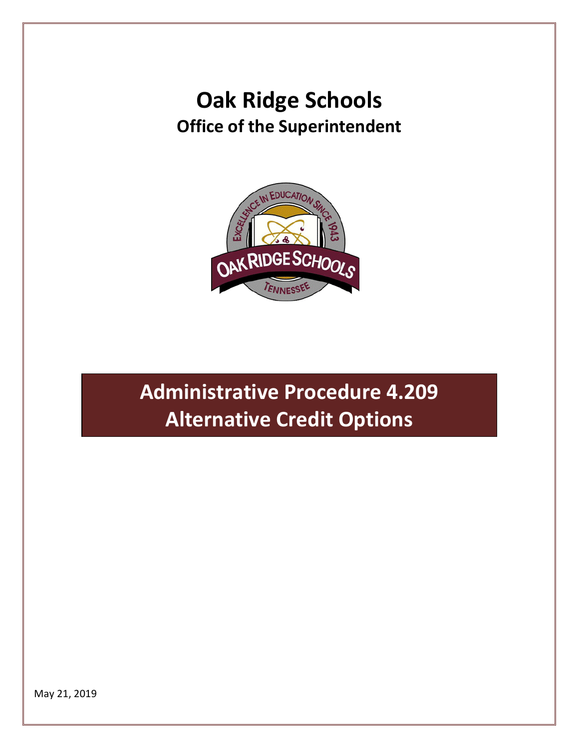# Oak Ridge Schools

## Office of the Superintendent

# Administrative Procedure 4.209
# Alternative Credit Options

May 21, 2019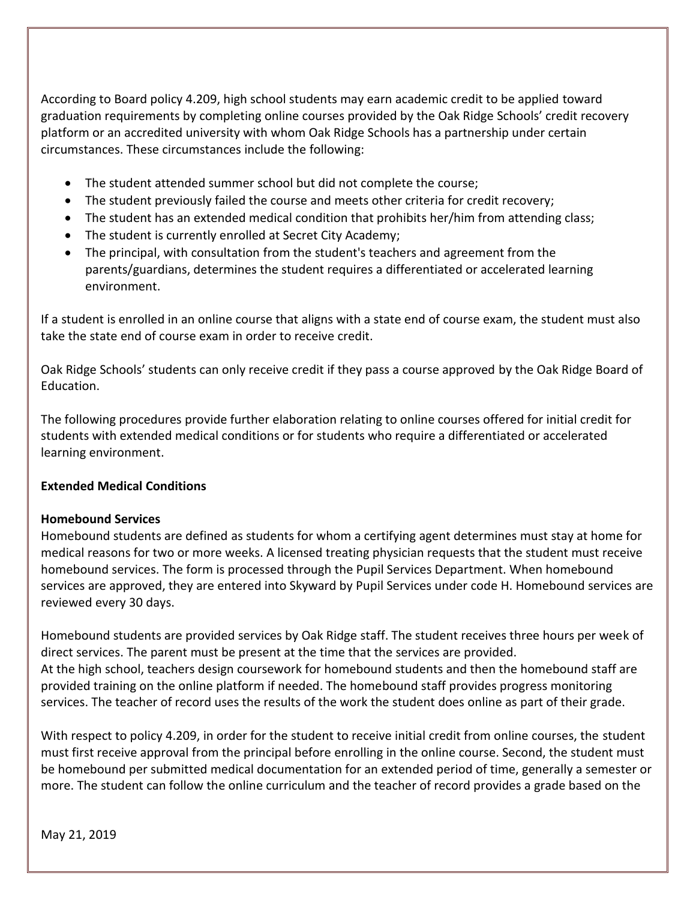According to Board policy 4.209, high school students may earn academic credit to be applied toward graduation requirements by completing online courses provided by the Oak Ridge Schools' credit recovery platform or an accredited university with whom Oak Ridge Schools has a partnership under certain circumstances. These circumstances include the following:

- The student attended summer school but did not complete the course;
- The student previously failed the course and meets other criteria for credit recovery;
- The student has an extended medical condition that prohibits her/him from attending class;
- The student is currently enrolled at Secret City Academy;
- The principal, with consultation from the student's teachers and agreement from the parents/guardians, determines the student requires a differentiated or accelerated learning environment.

If a student is enrolled in an online course that aligns with a state end of course exam, the student must also take the state end of course exam in order to receive credit.

Oak Ridge Schools' students can only receive credit if they pass a course approved by the Oak Ridge Board of Education.

The following procedures provide further elaboration relating to online courses offered for initial credit for students with extended medical conditions or for students who require a differentiated or accelerated learning environment.

**Extended Medical Conditions**

**Homebound Services**

Homebound students are defined as students for whom a certifying agent determines must stay at home for medical reasons for two or more weeks. A licensed treating physician requests that the student must receive homebound services. The form is processed through the Pupil Services Department. When homebound services are approved, they are entered into Skyward by Pupil Services under code H. Homebound services are reviewed every 30 days.

Homebound students are provided services by Oak Ridge staff. The student receives three hours per week of direct services. The parent must be present at the time that the services are provided.
At the high school, teachers design coursework for homebound students and then the homebound staff are provided training on the online platform if needed. The homebound staff provides progress monitoring services. The teacher of record uses the results of the work the student does online as part of their grade.

With respect to policy 4.209, in order for the student to receive initial credit from online courses, the student must first receive approval from the principal before enrolling in the online course. Second, the student must be homebound per submitted medical documentation for an extended period of time, generally a semester or more. The student can follow the online curriculum and the teacher of record provides a grade based on the

May 21, 2019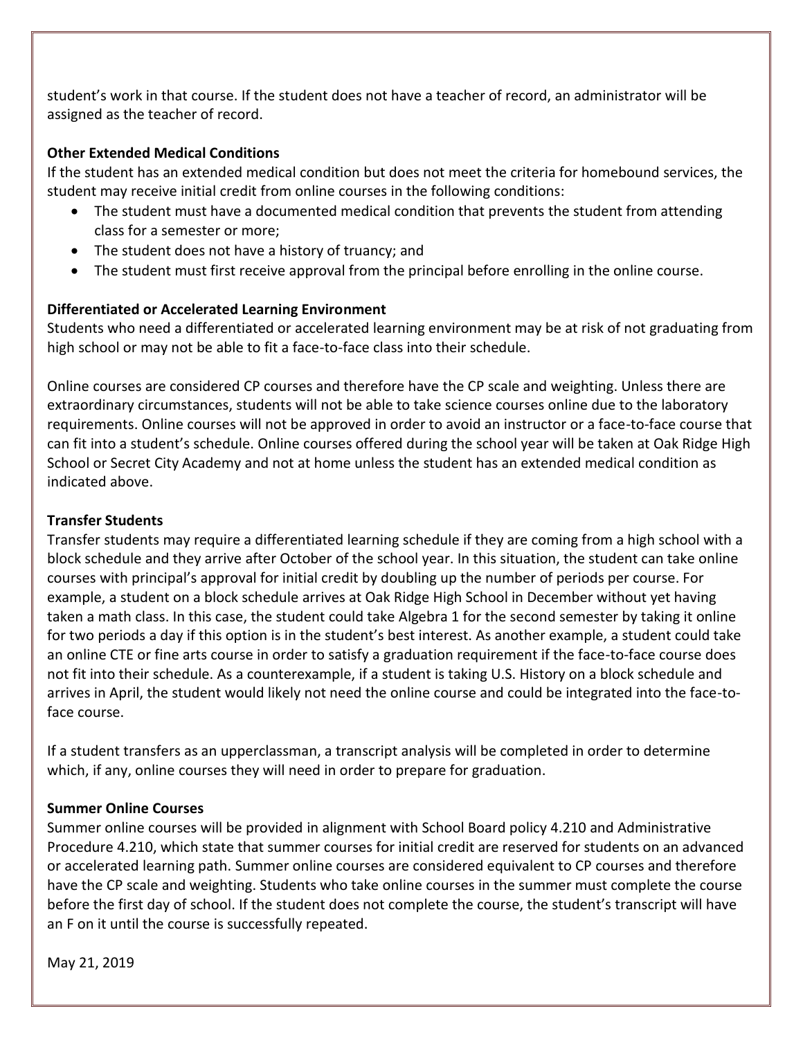student's work in that course. If the student does not have a teacher of record, an administrator will be assigned as the teacher of record.

**Other Extended Medical Conditions**

If the student has an extended medical condition but does not meet the criteria for homebound services, the student may receive initial credit from online courses in the following conditions:

- The student must have a documented medical condition that prevents the student from attending class for a semester or more;
- The student does not have a history of truancy; and
- The student must first receive approval from the principal before enrolling in the online course.

**Differentiated or Accelerated Learning Environment**

Students who need a differentiated or accelerated learning environment may be at risk of not graduating from high school or may not be able to fit a face-to-face class into their schedule.

Online courses are considered CP courses and therefore have the CP scale and weighting. Unless there are extraordinary circumstances, students will not be able to take science courses online due to the laboratory requirements. Online courses will not be approved in order to avoid an instructor or a face-to-face course that can fit into a student's schedule. Online courses offered during the school year will be taken at Oak Ridge High School or Secret City Academy and not at home unless the student has an extended medical condition as indicated above.

**Transfer Students**

Transfer students may require a differentiated learning schedule if they are coming from a high school with a block schedule and they arrive after October of the school year. In this situation, the student can take online courses with principal's approval for initial credit by doubling up the number of periods per course. For example, a student on a block schedule arrives at Oak Ridge High School in December without yet having taken a math class. In this case, the student could take Algebra 1 for the second semester by taking it online for two periods a day if this option is in the student's best interest. As another example, a student could take an online CTE or fine arts course in order to satisfy a graduation requirement if the face-to-face course does not fit into their schedule. As a counterexample, if a student is taking U.S. History on a block schedule and arrives in April, the student would likely not need the online course and could be integrated into the face-to-face course.

If a student transfers as an upperclassman, a transcript analysis will be completed in order to determine which, if any, online courses they will need in order to prepare for graduation.

**Summer Online Courses**

Summer online courses will be provided in alignment with School Board policy 4.210 and Administrative Procedure 4.210, which state that summer courses for initial credit are reserved for students on an advanced or accelerated learning path. Summer online courses are considered equivalent to CP courses and therefore have the CP scale and weighting. Students who take online courses in the summer must complete the course before the first day of school. If the student does not complete the course, the student's transcript will have an F on it until the course is successfully repeated.

May 21, 2019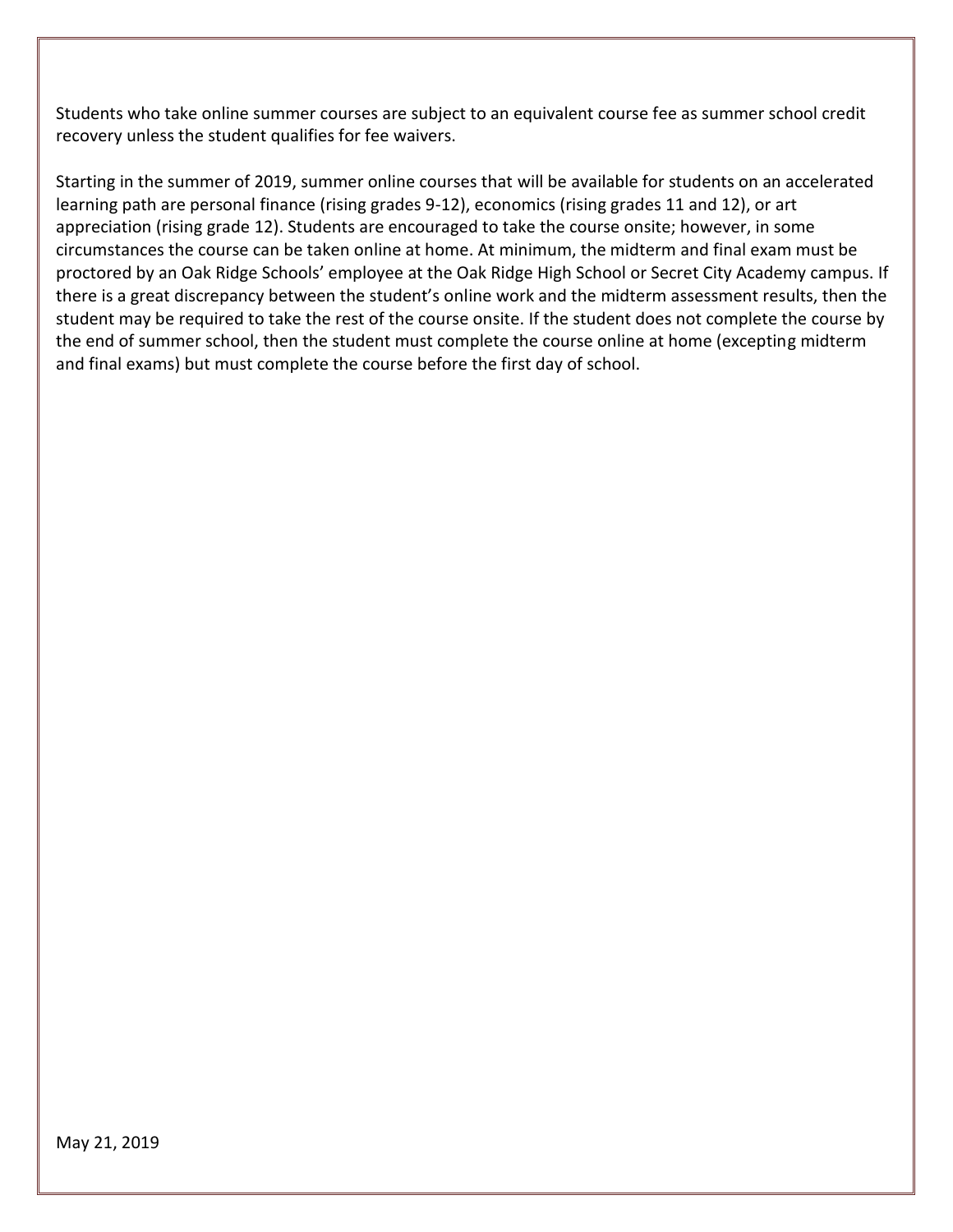Students who take online summer courses are subject to an equivalent course fee as summer school credit recovery unless the student qualifies for fee waivers.

Starting in the summer of 2019, summer online courses that will be available for students on an accelerated learning path are personal finance (rising grades 9-12), economics (rising grades 11 and 12), or art appreciation (rising grade 12). Students are encouraged to take the course onsite; however, in some circumstances the course can be taken online at home. At minimum, the midterm and final exam must be proctored by an Oak Ridge Schools' employee at the Oak Ridge High School or Secret City Academy campus. If there is a great discrepancy between the student's online work and the midterm assessment results, then the student may be required to take the rest of the course onsite. If the student does not complete the course by the end of summer school, then the student must complete the course online at home (excepting midterm and final exams) but must complete the course before the first day of school.

May 21, 2019